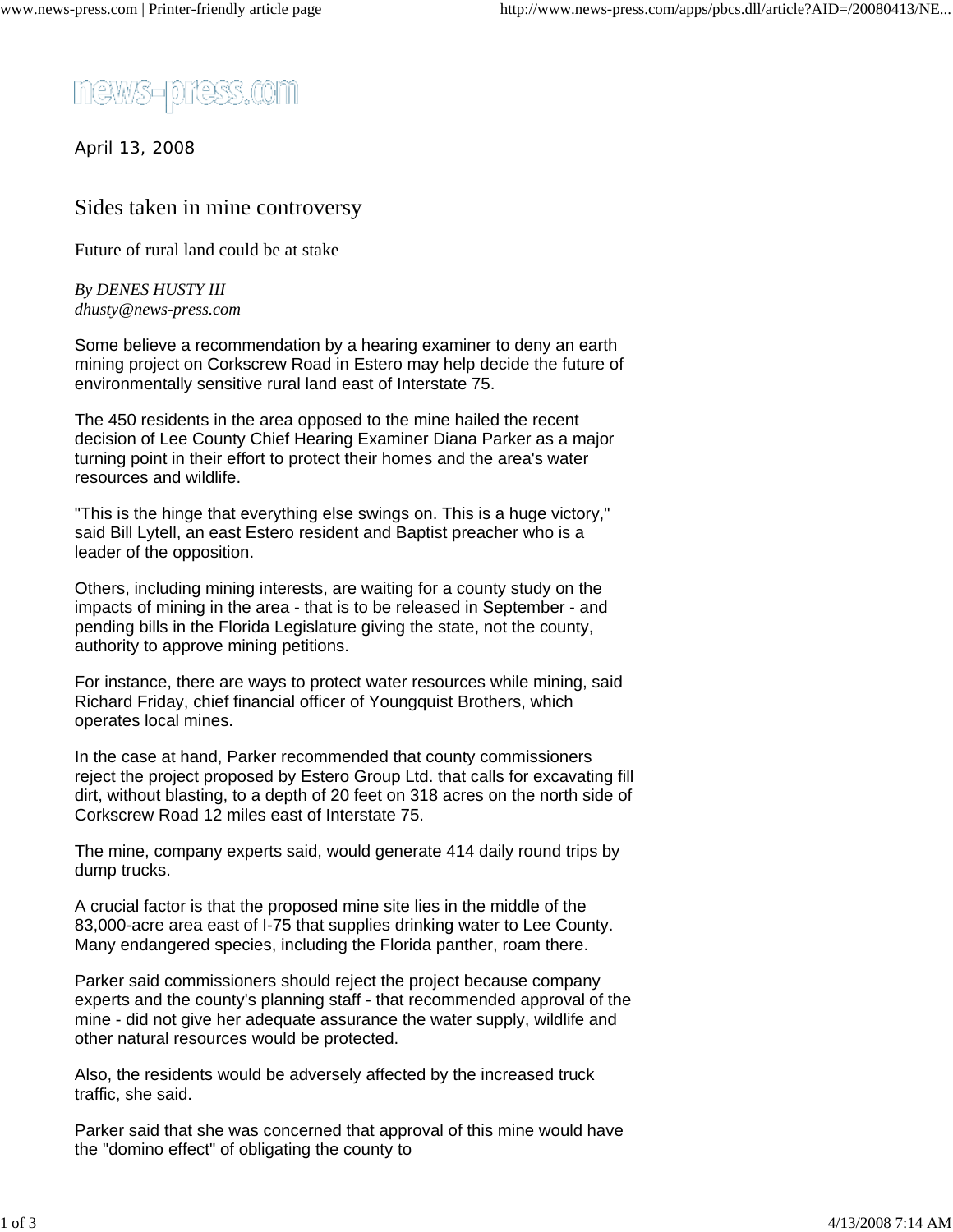news-press.com

April 13, 2008

# Sides taken in mine controversy

## Future of rural land could be at stake

*By DENES HUSTY III*
*dhusty@news-press.com*

Some believe a recommendation by a hearing examiner to deny an earth mining project on Corkscrew Road in Estero may help decide the future of environmentally sensitive rural land east of Interstate 75.

The 450 residents in the area opposed to the mine hailed the recent decision of Lee County Chief Hearing Examiner Diana Parker as a major turning point in their effort to protect their homes and the area's water resources and wildlife.

"This is the hinge that everything else swings on. This is a huge victory," said Bill Lytell, an east Estero resident and Baptist preacher who is a leader of the opposition.

Others, including mining interests, are waiting for a county study on the impacts of mining in the area - that is to be released in September - and pending bills in the Florida Legislature giving the state, not the county, authority to approve mining petitions.

For instance, there are ways to protect water resources while mining, said Richard Friday, chief financial officer of Youngquist Brothers, which operates local mines.

In the case at hand, Parker recommended that county commissioners reject the project proposed by Estero Group Ltd. that calls for excavating fill dirt, without blasting, to a depth of 20 feet on 318 acres on the north side of Corkscrew Road 12 miles east of Interstate 75.

The mine, company experts said, would generate 414 daily round trips by dump trucks.

A crucial factor is that the proposed mine site lies in the middle of the 83,000-acre area east of I-75 that supplies drinking water to Lee County. Many endangered species, including the Florida panther, roam there.

Parker said commissioners should reject the project because company experts and the county's planning staff - that recommended approval of the mine - did not give her adequate assurance the water supply, wildlife and other natural resources would be protected.

Also, the residents would be adversely affected by the increased truck traffic, she said.

Parker said that she was concerned that approval of this mine would have the "domino effect" of obligating the county to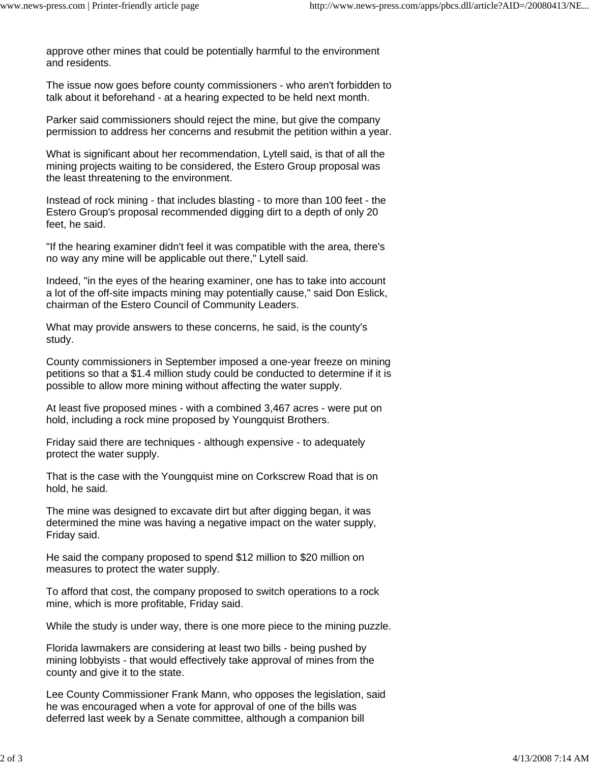approve other mines that could be potentially harmful to the environment and residents.

The issue now goes before county commissioners - who aren't forbidden to talk about it beforehand - at a hearing expected to be held next month.

Parker said commissioners should reject the mine, but give the company permission to address her concerns and resubmit the petition within a year.

What is significant about her recommendation, Lytell said, is that of all the mining projects waiting to be considered, the Estero Group proposal was the least threatening to the environment.

Instead of rock mining - that includes blasting - to more than 100 feet - the Estero Group's proposal recommended digging dirt to a depth of only 20 feet, he said.

"If the hearing examiner didn't feel it was compatible with the area, there's no way any mine will be applicable out there," Lytell said.

Indeed, "in the eyes of the hearing examiner, one has to take into account a lot of the off-site impacts mining may potentially cause," said Don Eslick, chairman of the Estero Council of Community Leaders.

What may provide answers to these concerns, he said, is the county's study.

County commissioners in September imposed a one-year freeze on mining petitions so that a $1.4 million study could be conducted to determine if it is possible to allow more mining without affecting the water supply.

At least five proposed mines - with a combined 3,467 acres - were put on hold, including a rock mine proposed by Youngquist Brothers.

Friday said there are techniques - although expensive - to adequately protect the water supply.

That is the case with the Youngquist mine on Corkscrew Road that is on hold, he said.

The mine was designed to excavate dirt but after digging began, it was determined the mine was having a negative impact on the water supply, Friday said.

He said the company proposed to spend $12 million to $20 million on measures to protect the water supply.

To afford that cost, the company proposed to switch operations to a rock mine, which is more profitable, Friday said.

While the study is under way, there is one more piece to the mining puzzle.

Florida lawmakers are considering at least two bills - being pushed by mining lobbyists - that would effectively take approval of mines from the county and give it to the state.

Lee County Commissioner Frank Mann, who opposes the legislation, said he was encouraged when a vote for approval of one of the bills was deferred last week by a Senate committee, although a companion bill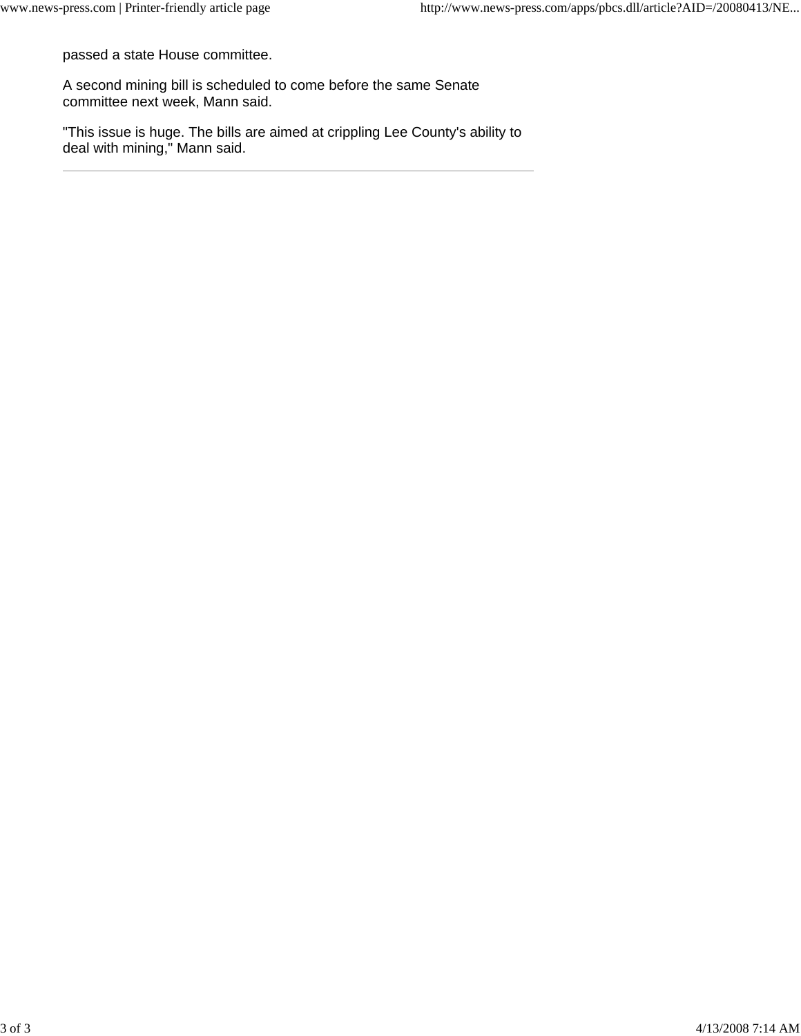passed a state House committee.

A second mining bill is scheduled to come before the same Senate committee next week, Mann said.

"This issue is huge. The bills are aimed at crippling Lee County's ability to deal with mining," Mann said.